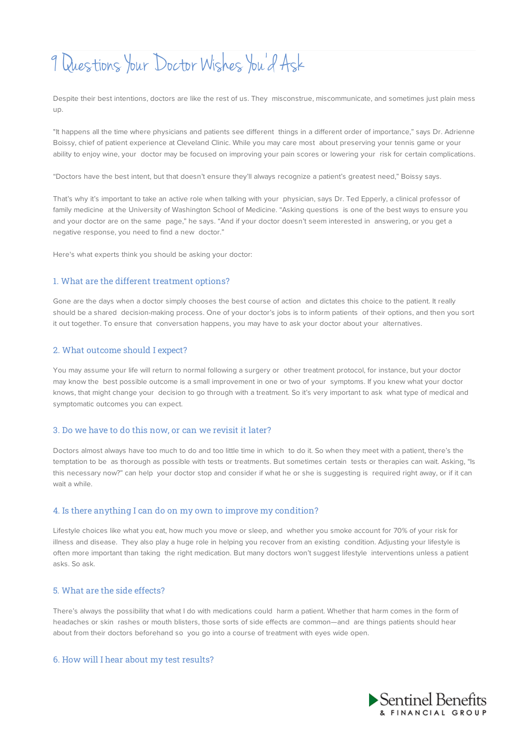# 9 Questions Your Doctor Wishes You'd Ask

Despite their best intentions, doctors are like the rest of us. They misconstrue, miscommunicate, and sometimes just plain mess up.

"It happens all the time where physicians and patients see different things in a different order of importance," says Dr. Adrienne Boissy, chief of patient experience at Cleveland Clinic. While you may care most about preserving your tennis game or your ability to enjoy wine, your doctor may be focused on improving your pain scores or lowering your risk for certain complications.

"Doctors have the best intent, but that doesn't ensure they'll always recognize a patient's greatest need," Boissy says.

That's why it's important to take an active role when talking with your physician, says Dr. Ted Epperly, a clinical professor of family medicine at the University of Washington School of Medicine. "Asking questions is one of the best ways to ensure you and your doctor are on the same page," he says. "And if your doctor doesn't seem interested in answering, or you get a negative response, you need to find a new doctor."

Here's what experts think you should be asking your doctor:

## 1. What are the different treatment options?

Gone are the days when a doctor simply chooses the best course of action and dictates this choice to the patient. It really should be a shared decision-making process. One of your doctor's jobs is to inform patients of their options, and then you sort it out together. To ensure that conversation happens, you may have to ask your doctor about your alternatives.

## 2. What outcome should I expect?

You may assume your life will return to normal following a surgery or other treatment protocol, for instance, but your doctor may know the best possible outcome is a small improvement in one or two of your symptoms. If you knew what your doctor knows, that might change your decision to go through with a treatment. So it's very important to ask what type of medical and symptomatic outcomes you can expect.

## 3. Do we have to do this now, or can we revisit it later?

Doctors almost always have too much to do and too little time in which to do it. So when they meet with a patient, there's the temptation to be as thorough as possible with tests or treatments. But sometimes certain tests or therapies can wait. Asking, "Is this necessary now?" can help your doctor stop and consider if what he or she is suggesting is required right away, or if it can wait a while.

## 4. Is there anything I can do on my own to improve my condition?

Lifestyle choices like what you eat, how much you move or sleep, and whether you smoke account for 70% of your risk for illness and disease. They also play a huge role in helping you recover from an existing condition. Adjusting your lifestyle is often more important than taking the right medication. But many doctors won't suggest lifestyle interventions unless a patient asks. So ask.

## 5. What are the side effects?

There's always the possibility that what I do with medications could harm a patient. Whether that harm comes in the form of headaches or skin rashes or mouth blisters, those sorts of side effects are common—and are things patients should hear about from their doctors beforehand so you go into a course of treatment with eyes wide open.

## 6. How will I hear about my test results?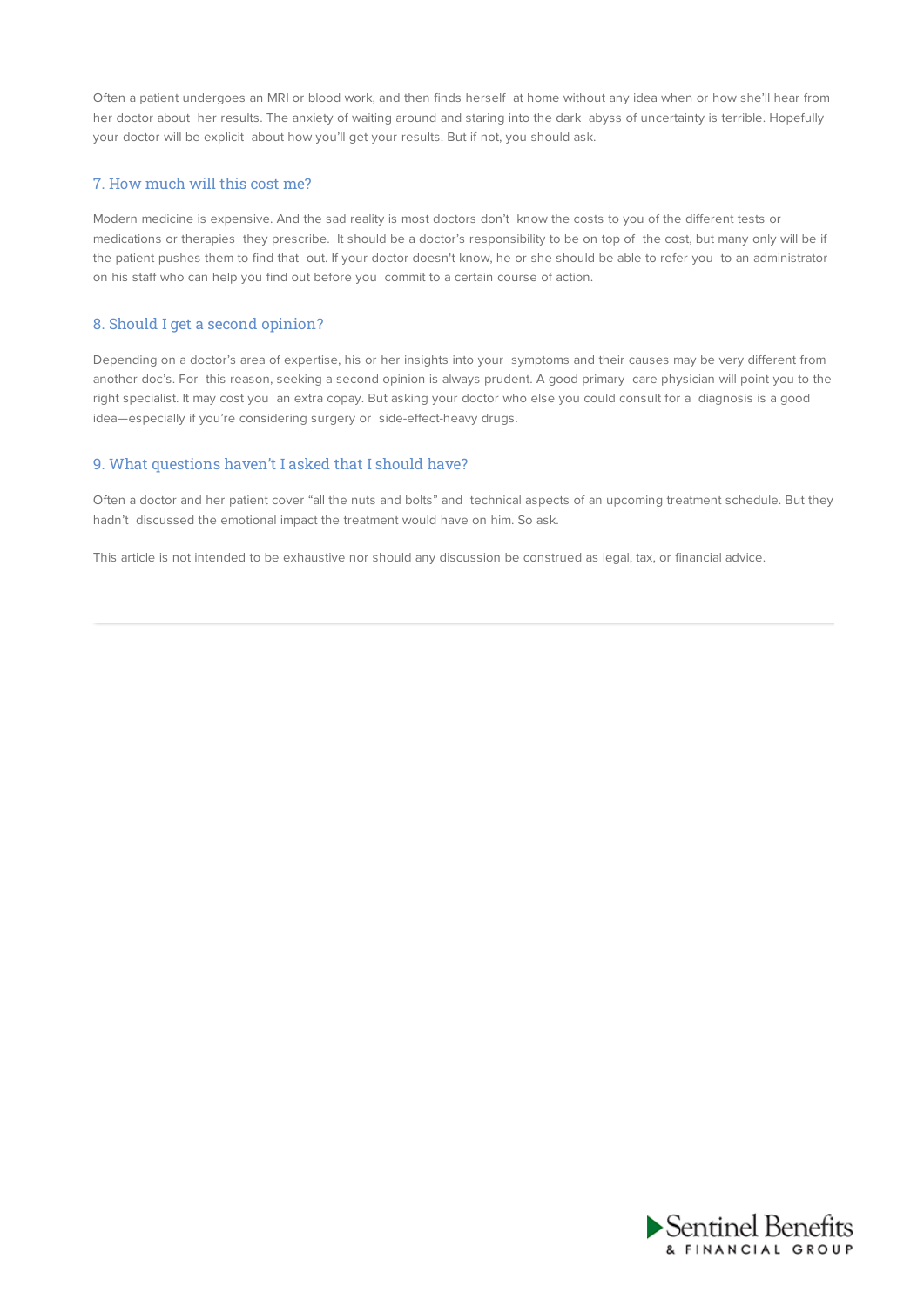Often a patient undergoes an MRI or blood work, and then finds herself at home without any idea when or how she'll hear from her doctor about her results. The anxiety of waiting around and staring into the dark abyss of uncertainty is terrible. Hopefully your doctor will be explicit about how you'll get your results. But if not, you should ask.

### 7. How much will this cost me?

Modern medicine is expensive. And the sad reality is most doctors don't know the costs to you of the different tests or medications or therapies they prescribe. It should be a doctor's responsibility to be on top of the cost, but many only will be if the patient pushes them to find that out. If your doctor doesn't know, he or she should be able to refer you to an administrator on his staff who can help you find out before you commit to a certain course of action.

### 8. Should I get a second opinion?

Depending on a doctor's area of expertise, his or her insights into your symptoms and their causes may be very different from another doc's. For this reason, seeking a second opinion is always prudent. A good primary care physician will point you to the right specialist. It may cost you an extra copay. But asking your doctor who else you could consult for a diagnosis is a good idea—especially if you're considering surgery or side-effect-heavy drugs.

### 9. What questions haven't I asked that I should have?

Often a doctor and her patient cover "all the nuts and bolts" and technical aspects of an upcoming treatment schedule. But they hadn't discussed the emotional impact the treatment would have on him. So ask.

This article is not intended to be exhaustive nor should any discussion be construed as legal, tax, or financial advice.

---

Sentinel Benefits & Financial Group